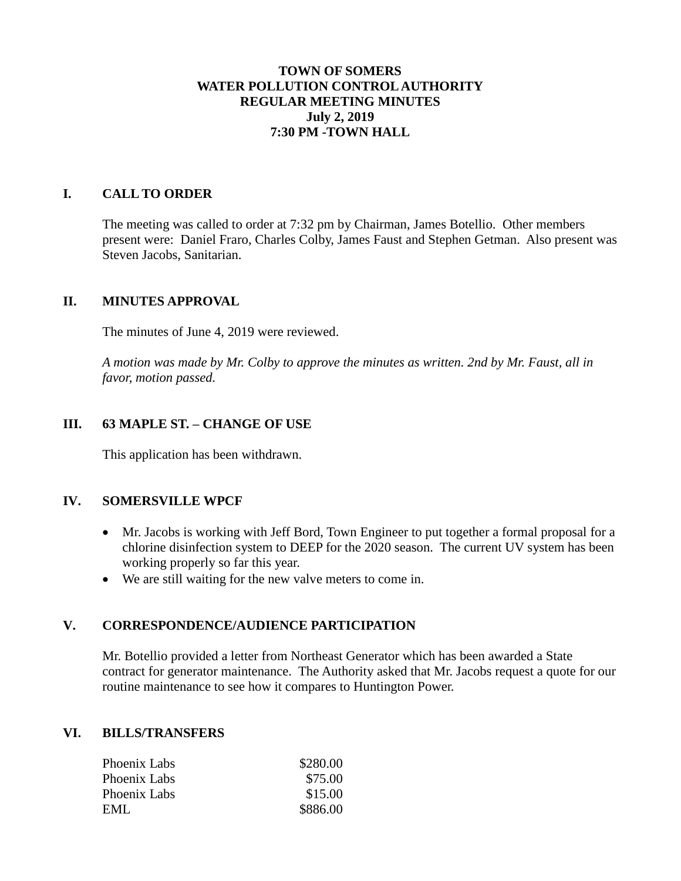# TOWN OF SOMERS
# WATER POLLUTION CONTROL AUTHORITY
# REGULAR MEETING MINUTES
# July 2, 2019
# 7:30 PM -TOWN HALL

## I. CALL TO ORDER

The meeting was called to order at 7:32 pm by Chairman, James Botellio. Other members present were: Daniel Fraro, Charles Colby, James Faust and Stephen Getman. Also present was Steven Jacobs, Sanitarian.

## II. MINUTES APPROVAL

The minutes of June 4, 2019 were reviewed.

*A motion was made by Mr. Colby to approve the minutes as written. 2nd by Mr. Faust, all in favor, motion passed.*

## III. 63 MAPLE ST. – CHANGE OF USE

This application has been withdrawn.

## IV. SOMERSVILLE WPCF

- Mr. Jacobs is working with Jeff Bord, Town Engineer to put together a formal proposal for a chlorine disinfection system to DEEP for the 2020 season. The current UV system has been working properly so far this year.
- We are still waiting for the new valve meters to come in.

## V. CORRESPONDENCE/AUDIENCE PARTICIPATION

Mr. Botellio provided a letter from Northeast Generator which has been awarded a State contract for generator maintenance. The Authority asked that Mr. Jacobs request a quote for our routine maintenance to see how it compares to Huntington Power.

## VI. BILLS/TRANSFERS

| | |
|---|---:|
| Phoenix Labs | $280.00 |
| Phoenix Labs | $75.00 |
| Phoenix Labs | $15.00 |
| EML | $886.00 |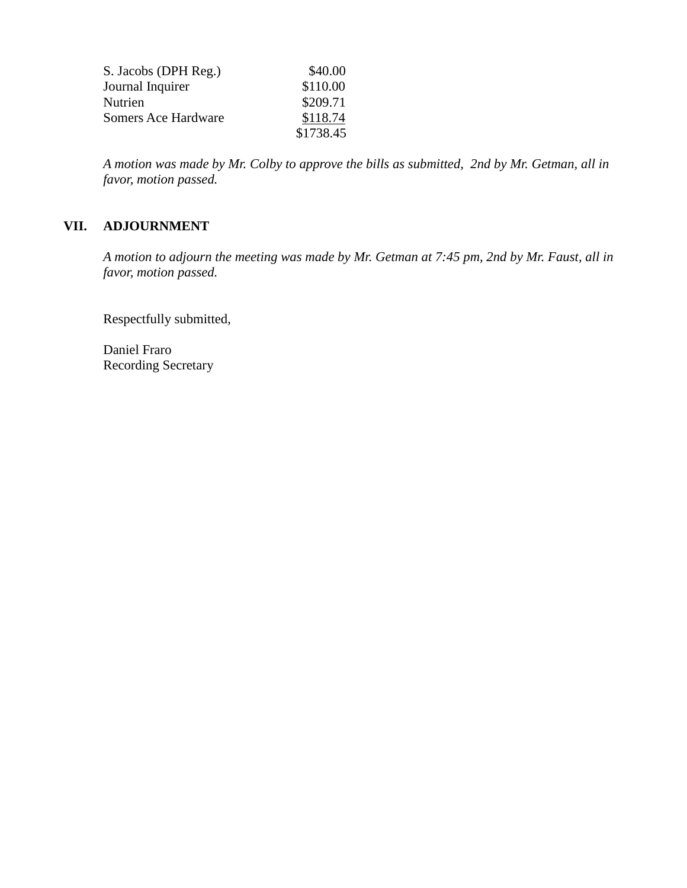| | |
|---|---|
| S. Jacobs (DPH Reg.) | $40.00 |
| Journal Inquirer | $110.00 |
| Nutrien | $209.71 |
| Somers Ace Hardware | $118.74 |
| | $1738.45 |

*A motion was made by Mr. Colby to approve the bills as submitted, 2nd by Mr. Getman, all in favor, motion passed.*

## VII. ADJOURNMENT

*A motion to adjourn the meeting was made by Mr. Getman at 7:45 pm, 2nd by Mr. Faust, all in favor, motion passed.*

Respectfully submitted,

Daniel Fraro
Recording Secretary